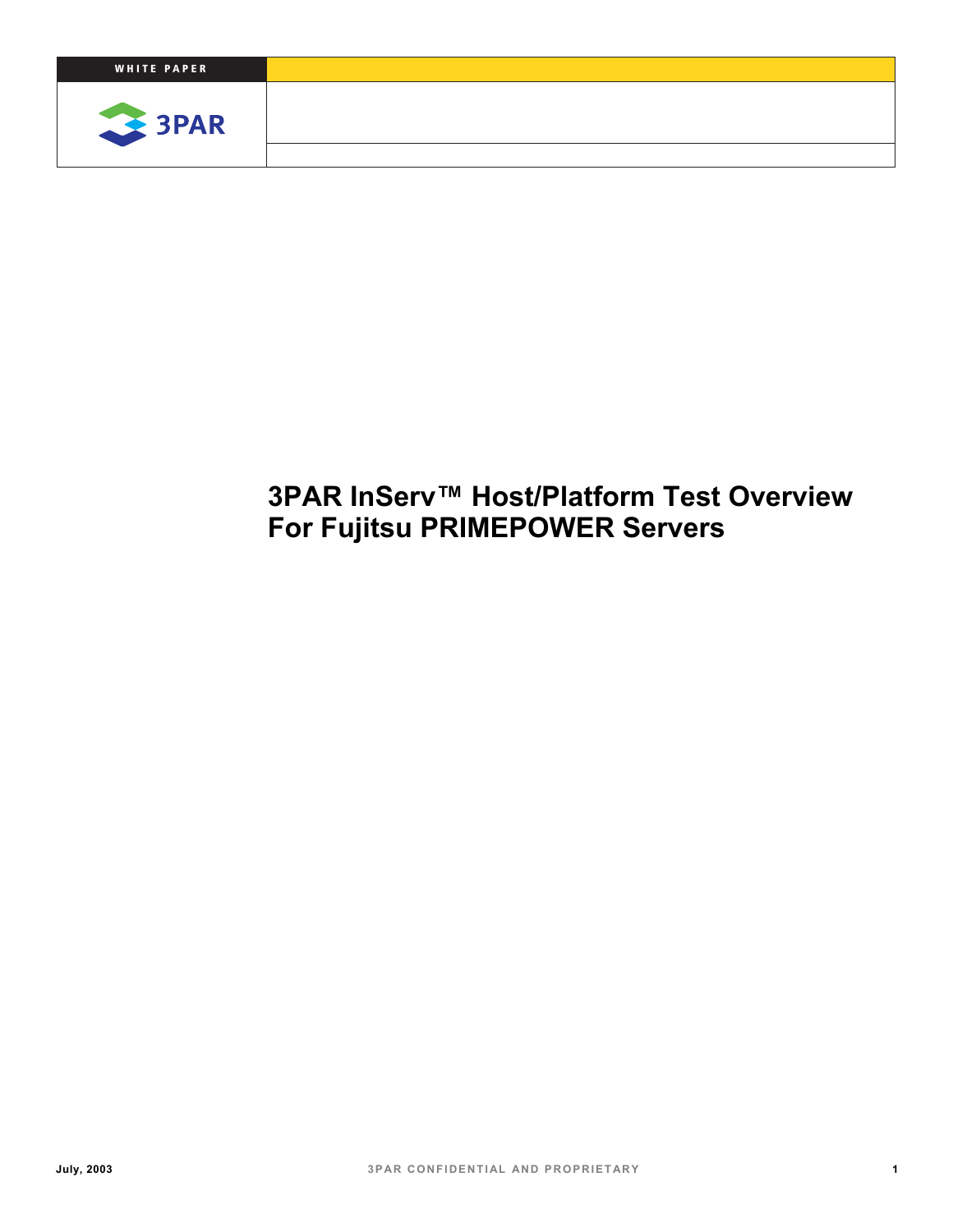WHITE PAPER

# 3PAR InServ™ Host/Platform Test Overview For Fujitsu PRIMEPOWER Servers

July, 2003

3PAR CONFIDENTIAL AND PROPRIETARY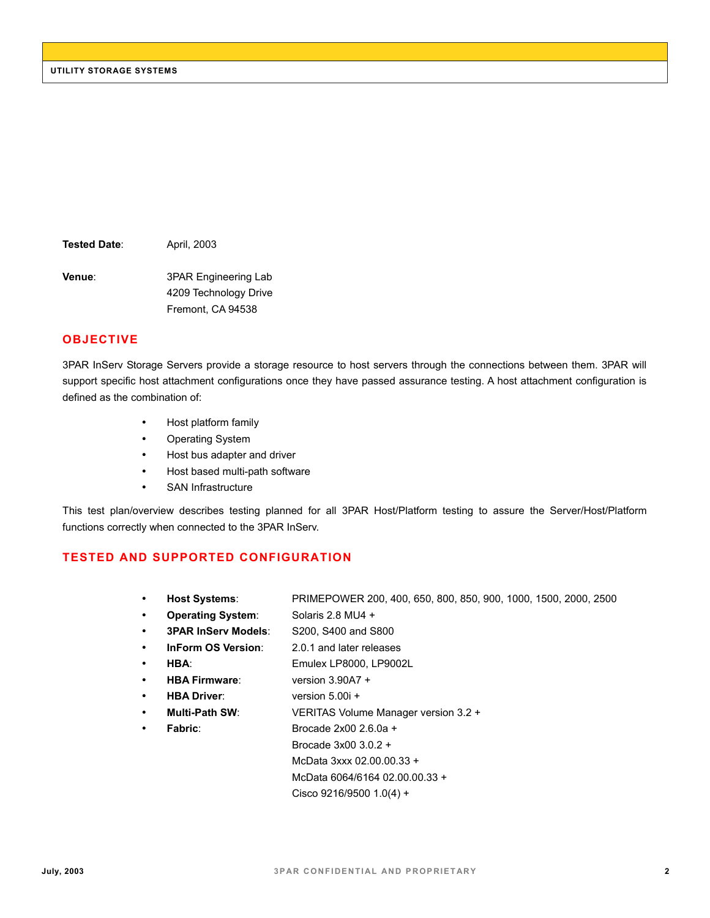**Tested Date**: April, 2003

**Venue**: 3PAR Engineering Lab
4209 Technology Drive
Fremont, CA 94538

## OBJECTIVE

3PAR InServ Storage Servers provide a storage resource to host servers through the connections between them. 3PAR will support specific host attachment configurations once they have passed assurance testing. A host attachment configuration is defined as the combination of:

- Host platform family
- Operating System
- Host bus adapter and driver
- Host based multi-path software
- SAN Infrastructure

This test plan/overview describes testing planned for all 3PAR Host/Platform testing to assure the Server/Host/Platform functions correctly when connected to the 3PAR InServ.

## TESTED AND SUPPORTED CONFIGURATION

- **Host Systems**: PRIMEPOWER 200, 400, 650, 800, 850, 900, 1000, 1500, 2000, 2500
- **Operating System**: Solaris 2.8 MU4 +
- **3PAR InServ Models**: S200, S400 and S800
- **InForm OS Version**: 2.0.1 and later releases
- **HBA**: Emulex LP8000, LP9002L
- **HBA Firmware**: version 3.90A7 +
- **HBA Driver**: version 5.00i +
- **Multi-Path SW**: VERITAS Volume Manager version 3.2 +
- **Fabric**: Brocade 2x00 2.6.0a +
  Brocade 3x00 3.0.2 +
  McData 3xxx 02.00.00.33 +
  McData 6064/6164 02.00.00.33 +
  Cisco 9216/9500 1.0(4) +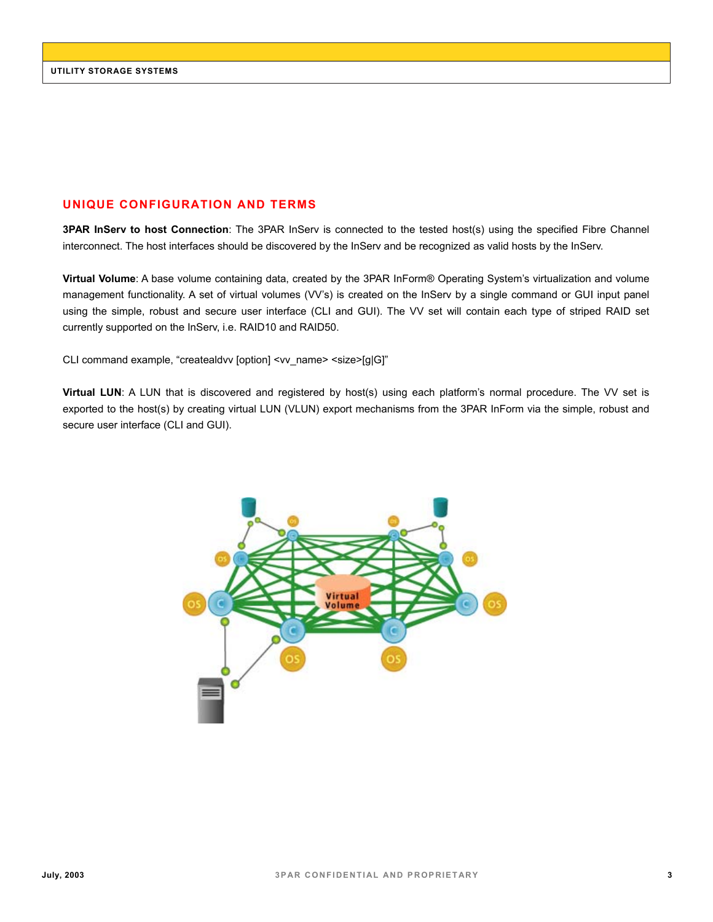## UNIQUE CONFIGURATION AND TERMS

**3PAR InServ to host Connection**: The 3PAR InServ is connected to the tested host(s) using the specified Fibre Channel interconnect. The host interfaces should be discovered by the InServ and be recognized as valid hosts by the InServ.

**Virtual Volume**: A base volume containing data, created by the 3PAR InForm® Operating System's virtualization and volume management functionality. A set of virtual volumes (VV's) is created on the InServ by a single command or GUI input panel using the simple, robust and secure user interface (CLI and GUI). The VV set will contain each type of striped RAID set currently supported on the InServ, i.e. RAID10 and RAID50.

CLI command example, "createaldvv [option] <vv_name> <size>[g|G]"

**Virtual LUN**: A LUN that is discovered and registered by host(s) using each platform's normal procedure. The VV set is exported to the host(s) by creating virtual LUN (VLUN) export mechanisms from the 3PAR InForm via the simple, robust and secure user interface (CLI and GUI).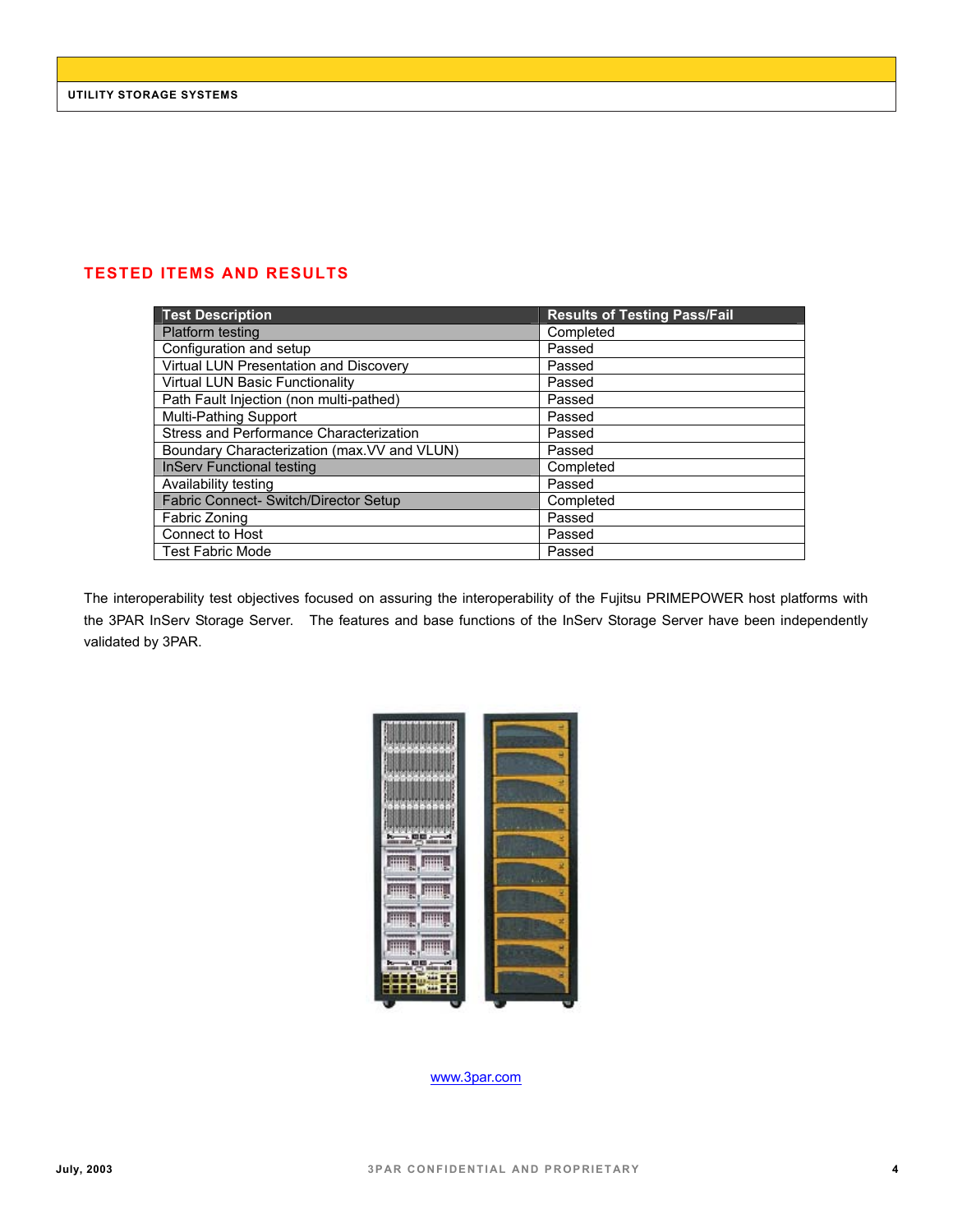## TESTED ITEMS AND RESULTS

| Test Description | Results of Testing Pass/Fail |
|---|---|
| Platform testing | Completed |
| Configuration and setup | Passed |
| Virtual LUN Presentation and Discovery | Passed |
| Virtual LUN Basic Functionality | Passed |
| Path Fault Injection (non multi-pathed) | Passed |
| Multi-Pathing Support | Passed |
| Stress and Performance Characterization | Passed |
| Boundary Characterization (max.VV and VLUN) | Passed |
| InServ Functional testing | Completed |
| Availability testing | Passed |
| Fabric Connect- Switch/Director Setup | Completed |
| Fabric Zoning | Passed |
| Connect to Host | Passed |
| Test Fabric Mode | Passed |

The interoperability test objectives focused on assuring the interoperability of the Fujitsu PRIMEPOWER host platforms with the 3PAR InServ Storage Server. The features and base functions of the InServ Storage Server have been independently validated by 3PAR.

www.3par.com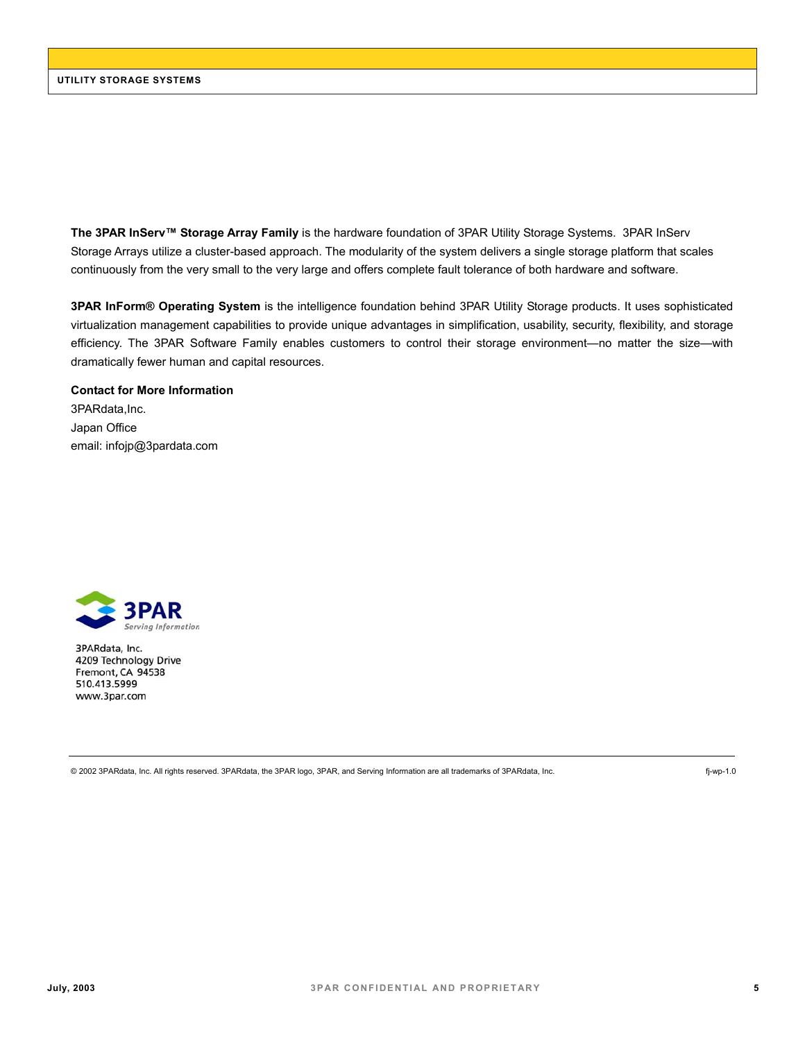**The 3PAR InServ™ Storage Array Family** is the hardware foundation of 3PAR Utility Storage Systems. 3PAR InServ Storage Arrays utilize a cluster-based approach. The modularity of the system delivers a single storage platform that scales continuously from the very small to the very large and offers complete fault tolerance of both hardware and software.

**3PAR InForm® Operating System** is the intelligence foundation behind 3PAR Utility Storage products. It uses sophisticated virtualization management capabilities to provide unique advantages in simplification, usability, security, flexibility, and storage efficiency. The 3PAR Software Family enables customers to control their storage environment—no matter the size—with dramatically fewer human and capital resources.

**Contact for More Information**

3PARdata,Inc.
Japan Office
email: infojp@3pardata.com

3PAR
Serving Information

3PARdata, Inc.
4209 Technology Drive
Fremont, CA 94538
510.413.5999
www.3par.com

© 2002 3PARdata, Inc. All rights reserved. 3PARdata, the 3PAR logo, 3PAR, and Serving Information are all trademarks of 3PARdata, Inc. fj-wp-1.0